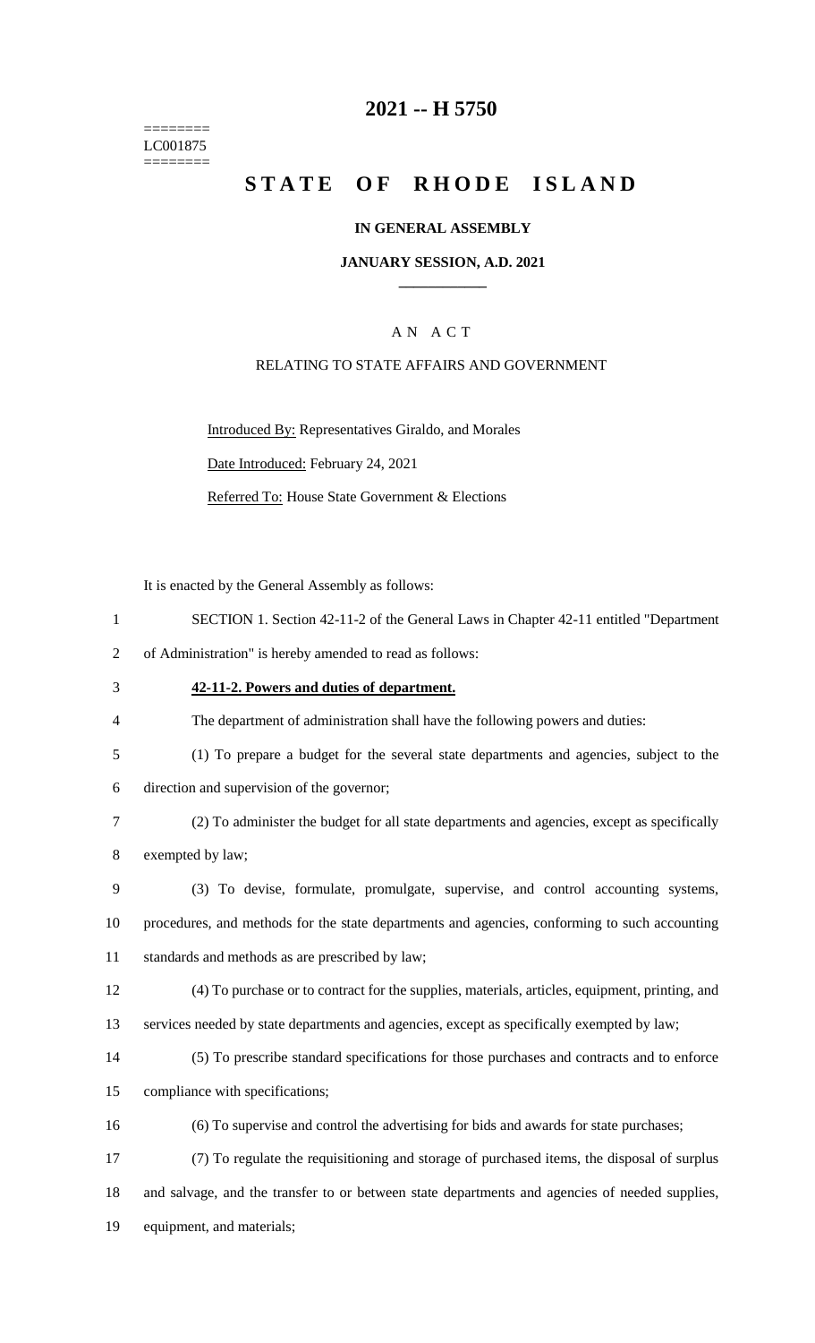========
LC001875
========

# 2021 -- H 5750

# STATE OF RHODE ISLAND

**IN GENERAL ASSEMBLY**

**JANUARY SESSION, A.D. 2021**

____________

A N A C T

RELATING TO STATE AFFAIRS AND GOVERNMENT

Introduced By: Representatives Giraldo, and Morales

Date Introduced: February 24, 2021

Referred To: House State Government & Elections

It is enacted by the General Assembly as follows:

1 SECTION 1. Section 42-11-2 of the General Laws in Chapter 42-11 entitled "Department
2 of Administration" is hereby amended to read as follows:

3 **42-11-2. Powers and duties of department.**

4 The department of administration shall have the following powers and duties:

5 (1) To prepare a budget for the several state departments and agencies, subject to the
6 direction and supervision of the governor;

7 (2) To administer the budget for all state departments and agencies, except as specifically
8 exempted by law;

9 (3) To devise, formulate, promulgate, supervise, and control accounting systems,
10 procedures, and methods for the state departments and agencies, conforming to such accounting
11 standards and methods as are prescribed by law;

12 (4) To purchase or to contract for the supplies, materials, articles, equipment, printing, and
13 services needed by state departments and agencies, except as specifically exempted by law;

14 (5) To prescribe standard specifications for those purchases and contracts and to enforce
15 compliance with specifications;

16 (6) To supervise and control the advertising for bids and awards for state purchases;

17 (7) To regulate the requisitioning and storage of purchased items, the disposal of surplus
18 and salvage, and the transfer to or between state departments and agencies of needed supplies,
19 equipment, and materials;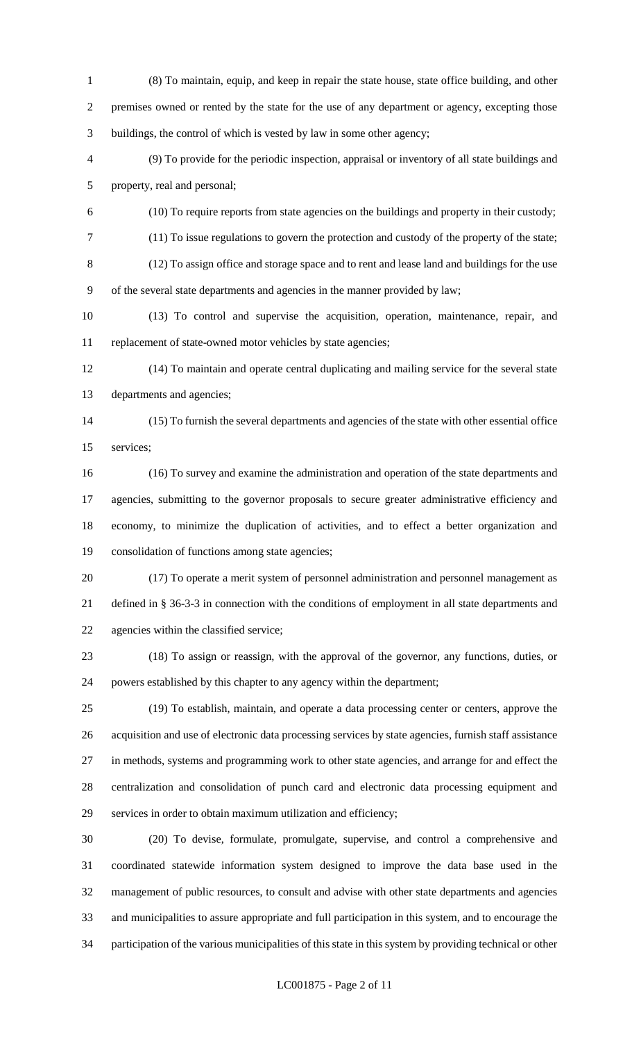(8) To maintain, equip, and keep in repair the state house, state office building, and other premises owned or rented by the state for the use of any department or agency, excepting those buildings, the control of which is vested by law in some other agency;

(9) To provide for the periodic inspection, appraisal or inventory of all state buildings and property, real and personal;

(10) To require reports from state agencies on the buildings and property in their custody;

(11) To issue regulations to govern the protection and custody of the property of the state;

(12) To assign office and storage space and to rent and lease land and buildings for the use of the several state departments and agencies in the manner provided by law;

(13) To control and supervise the acquisition, operation, maintenance, repair, and replacement of state-owned motor vehicles by state agencies;

(14) To maintain and operate central duplicating and mailing service for the several state departments and agencies;

(15) To furnish the several departments and agencies of the state with other essential office services;

(16) To survey and examine the administration and operation of the state departments and agencies, submitting to the governor proposals to secure greater administrative efficiency and economy, to minimize the duplication of activities, and to effect a better organization and consolidation of functions among state agencies;

(17) To operate a merit system of personnel administration and personnel management as defined in § 36-3-3 in connection with the conditions of employment in all state departments and agencies within the classified service;

(18) To assign or reassign, with the approval of the governor, any functions, duties, or powers established by this chapter to any agency within the department;

(19) To establish, maintain, and operate a data processing center or centers, approve the acquisition and use of electronic data processing services by state agencies, furnish staff assistance in methods, systems and programming work to other state agencies, and arrange for and effect the centralization and consolidation of punch card and electronic data processing equipment and services in order to obtain maximum utilization and efficiency;

(20) To devise, formulate, promulgate, supervise, and control a comprehensive and coordinated statewide information system designed to improve the data base used in the management of public resources, to consult and advise with other state departments and agencies and municipalities to assure appropriate and full participation in this system, and to encourage the participation of the various municipalities of this state in this system by providing technical or other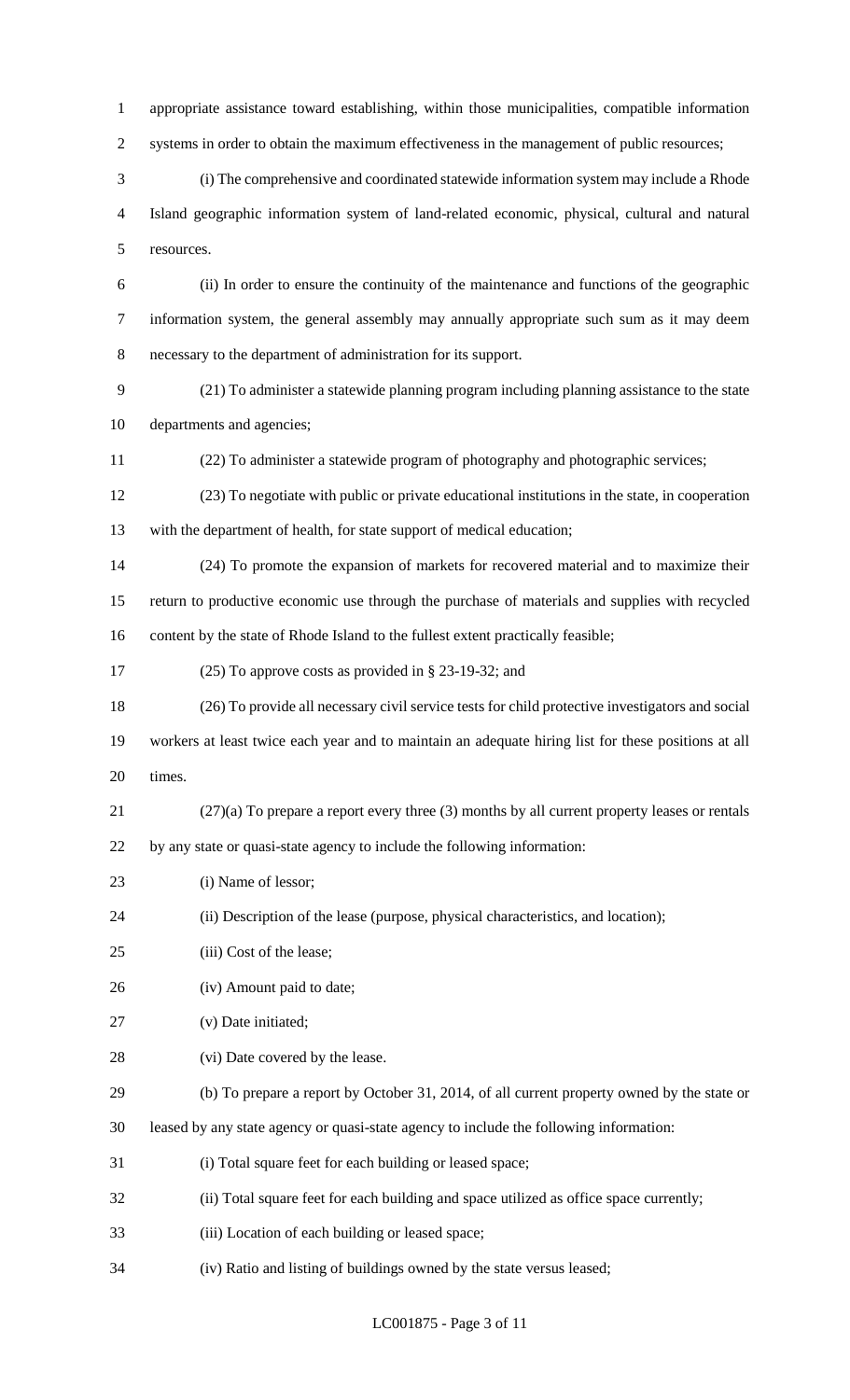appropriate assistance toward establishing, within those municipalities, compatible information systems in order to obtain the maximum effectiveness in the management of public resources;

(i) The comprehensive and coordinated statewide information system may include a Rhode Island geographic information system of land-related economic, physical, cultural and natural resources.

(ii) In order to ensure the continuity of the maintenance and functions of the geographic information system, the general assembly may annually appropriate such sum as it may deem necessary to the department of administration for its support.

(21) To administer a statewide planning program including planning assistance to the state departments and agencies;

(22) To administer a statewide program of photography and photographic services;

(23) To negotiate with public or private educational institutions in the state, in cooperation with the department of health, for state support of medical education;

(24) To promote the expansion of markets for recovered material and to maximize their return to productive economic use through the purchase of materials and supplies with recycled content by the state of Rhode Island to the fullest extent practically feasible;

(25) To approve costs as provided in § 23-19-32; and

(26) To provide all necessary civil service tests for child protective investigators and social workers at least twice each year and to maintain an adequate hiring list for these positions at all times.

(27)(a) To prepare a report every three (3) months by all current property leases or rentals by any state or quasi-state agency to include the following information:

(i) Name of lessor;

(ii) Description of the lease (purpose, physical characteristics, and location);

(iii) Cost of the lease;

(iv) Amount paid to date;

(v) Date initiated;

(vi) Date covered by the lease.

(b) To prepare a report by October 31, 2014, of all current property owned by the state or leased by any state agency or quasi-state agency to include the following information:

(i) Total square feet for each building or leased space;

(ii) Total square feet for each building and space utilized as office space currently;

(iii) Location of each building or leased space;

(iv) Ratio and listing of buildings owned by the state versus leased;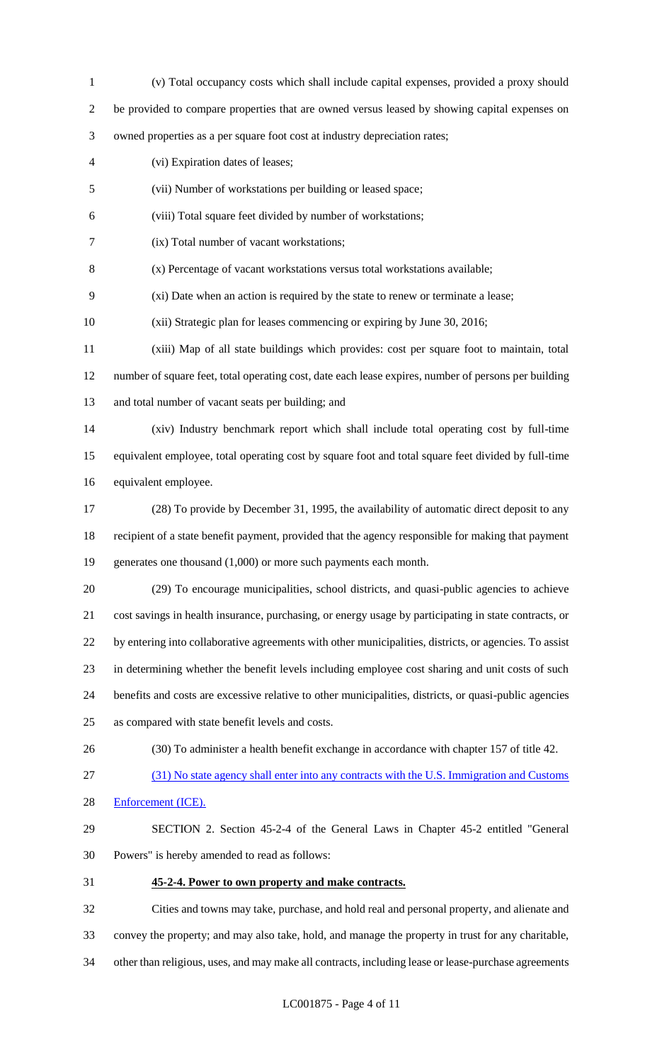(v) Total occupancy costs which shall include capital expenses, provided a proxy should be provided to compare properties that are owned versus leased by showing capital expenses on owned properties as a per square foot cost at industry depreciation rates;

(vi) Expiration dates of leases;

(vii) Number of workstations per building or leased space;

(viii) Total square feet divided by number of workstations;

(ix) Total number of vacant workstations;

(x) Percentage of vacant workstations versus total workstations available;

(xi) Date when an action is required by the state to renew or terminate a lease;

(xii) Strategic plan for leases commencing or expiring by June 30, 2016;

(xiii) Map of all state buildings which provides: cost per square foot to maintain, total number of square feet, total operating cost, date each lease expires, number of persons per building and total number of vacant seats per building; and

(xiv) Industry benchmark report which shall include total operating cost by full-time equivalent employee, total operating cost by square foot and total square feet divided by full-time equivalent employee.

(28) To provide by December 31, 1995, the availability of automatic direct deposit to any recipient of a state benefit payment, provided that the agency responsible for making that payment generates one thousand (1,000) or more such payments each month.

(29) To encourage municipalities, school districts, and quasi-public agencies to achieve cost savings in health insurance, purchasing, or energy usage by participating in state contracts, or by entering into collaborative agreements with other municipalities, districts, or agencies. To assist in determining whether the benefit levels including employee cost sharing and unit costs of such benefits and costs are excessive relative to other municipalities, districts, or quasi-public agencies as compared with state benefit levels and costs.

(30) To administer a health benefit exchange in accordance with chapter 157 of title 42.

<u>(31) No state agency shall enter into any contracts with the U.S. Immigration and Customs Enforcement (ICE).</u>

SECTION 2. Section 45-2-4 of the General Laws in Chapter 45-2 entitled "General Powers" is hereby amended to read as follows:

**45-2-4. Power to own property and make contracts.**

Cities and towns may take, purchase, and hold real and personal property, and alienate and convey the property; and may also take, hold, and manage the property in trust for any charitable, other than religious, uses, and may make all contracts, including lease or lease-purchase agreements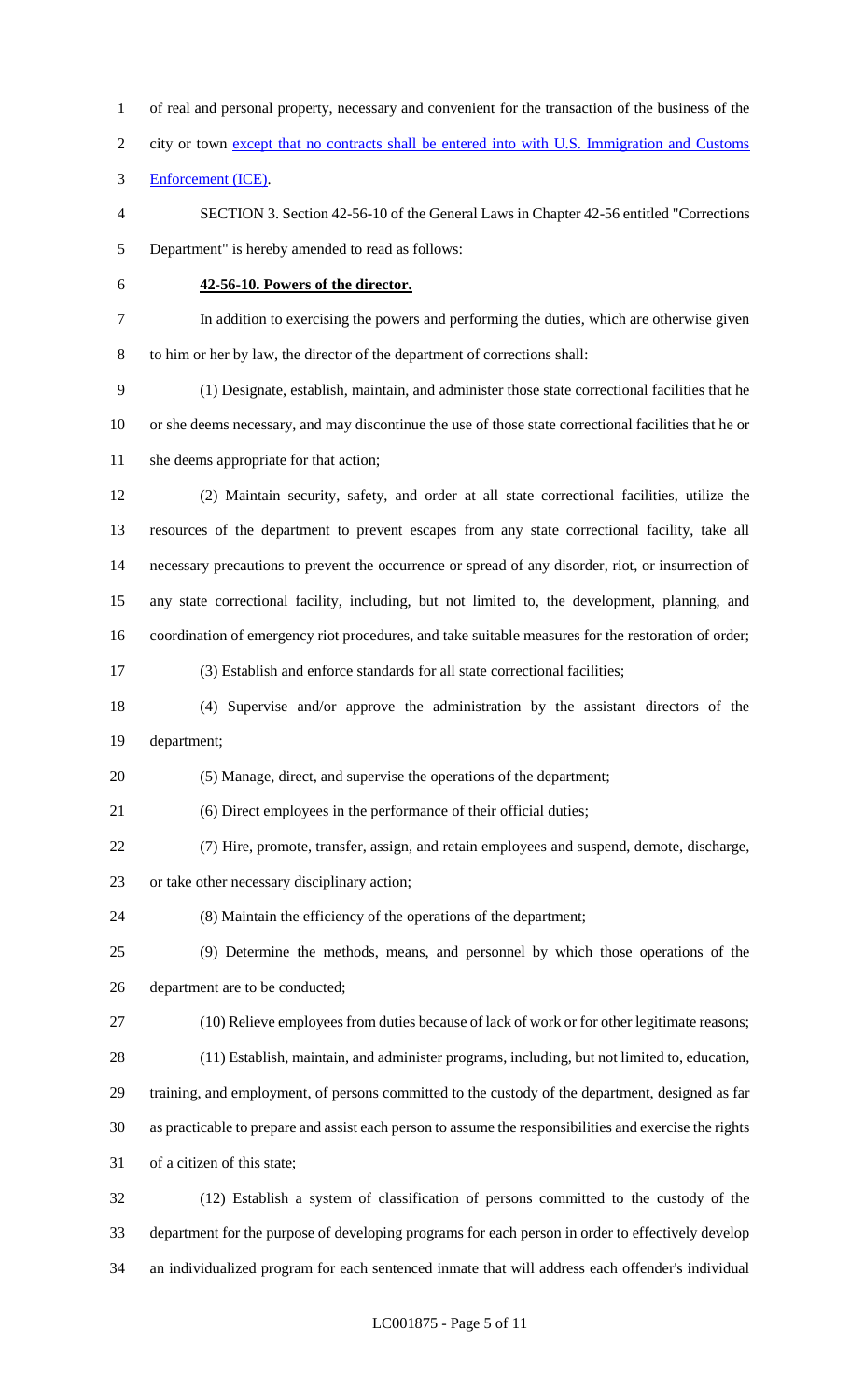of real and personal property, necessary and convenient for the transaction of the business of the city or town <u>except that no contracts shall be entered into with U.S. Immigration and Customs Enforcement (ICE)</u>.

SECTION 3. Section 42-56-10 of the General Laws in Chapter 42-56 entitled "Corrections Department" is hereby amended to read as follows:

**<u>42-56-10. Powers of the director.</u>**

In addition to exercising the powers and performing the duties, which are otherwise given to him or her by law, the director of the department of corrections shall:

(1) Designate, establish, maintain, and administer those state correctional facilities that he or she deems necessary, and may discontinue the use of those state correctional facilities that he or she deems appropriate for that action;

(2) Maintain security, safety, and order at all state correctional facilities, utilize the resources of the department to prevent escapes from any state correctional facility, take all necessary precautions to prevent the occurrence or spread of any disorder, riot, or insurrection of any state correctional facility, including, but not limited to, the development, planning, and coordination of emergency riot procedures, and take suitable measures for the restoration of order;

(3) Establish and enforce standards for all state correctional facilities;

(4) Supervise and/or approve the administration by the assistant directors of the department;

(5) Manage, direct, and supervise the operations of the department;

(6) Direct employees in the performance of their official duties;

(7) Hire, promote, transfer, assign, and retain employees and suspend, demote, discharge, or take other necessary disciplinary action;

(8) Maintain the efficiency of the operations of the department;

(9) Determine the methods, means, and personnel by which those operations of the department are to be conducted;

(10) Relieve employees from duties because of lack of work or for other legitimate reasons;

(11) Establish, maintain, and administer programs, including, but not limited to, education, training, and employment, of persons committed to the custody of the department, designed as far as practicable to prepare and assist each person to assume the responsibilities and exercise the rights of a citizen of this state;

(12) Establish a system of classification of persons committed to the custody of the department for the purpose of developing programs for each person in order to effectively develop an individualized program for each sentenced inmate that will address each offender's individual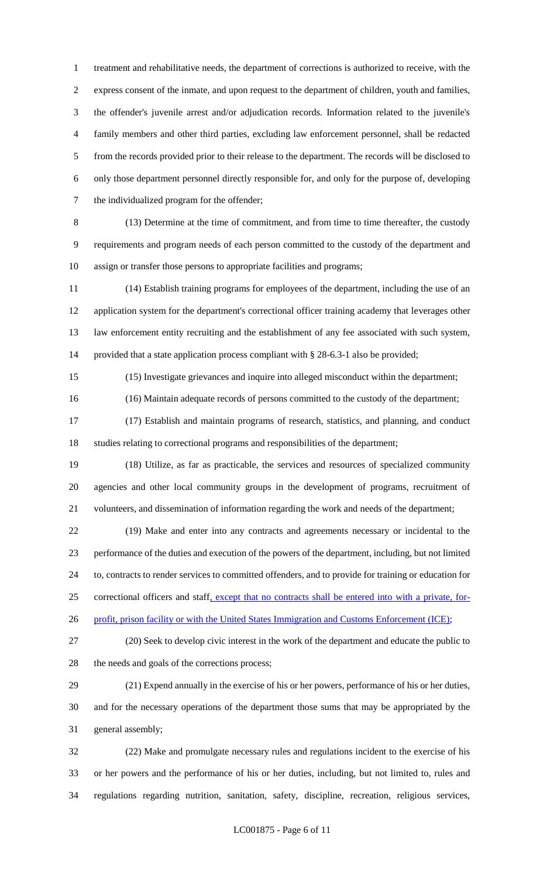treatment and rehabilitative needs, the department of corrections is authorized to receive, with the express consent of the inmate, and upon request to the department of children, youth and families, the offender's juvenile arrest and/or adjudication records. Information related to the juvenile's family members and other third parties, excluding law enforcement personnel, shall be redacted from the records provided prior to their release to the department. The records will be disclosed to only those department personnel directly responsible for, and only for the purpose of, developing the individualized program for the offender;

(13) Determine at the time of commitment, and from time to time thereafter, the custody requirements and program needs of each person committed to the custody of the department and assign or transfer those persons to appropriate facilities and programs;

(14) Establish training programs for employees of the department, including the use of an application system for the department's correctional officer training academy that leverages other law enforcement entity recruiting and the establishment of any fee associated with such system, provided that a state application process compliant with § 28-6.3-1 also be provided;

(15) Investigate grievances and inquire into alleged misconduct within the department;

(16) Maintain adequate records of persons committed to the custody of the department;

(17) Establish and maintain programs of research, statistics, and planning, and conduct studies relating to correctional programs and responsibilities of the department;

(18) Utilize, as far as practicable, the services and resources of specialized community agencies and other local community groups in the development of programs, recruitment of volunteers, and dissemination of information regarding the work and needs of the department;

(19) Make and enter into any contracts and agreements necessary or incidental to the performance of the duties and execution of the powers of the department, including, but not limited to, contracts to render services to committed offenders, and to provide for training or education for correctional officers and staff, except that no contracts shall be entered into with a private, for-profit, prison facility or with the United States Immigration and Customs Enforcement (ICE);

(20) Seek to develop civic interest in the work of the department and educate the public to the needs and goals of the corrections process;

(21) Expend annually in the exercise of his or her powers, performance of his or her duties, and for the necessary operations of the department those sums that may be appropriated by the general assembly;

(22) Make and promulgate necessary rules and regulations incident to the exercise of his or her powers and the performance of his or her duties, including, but not limited to, rules and regulations regarding nutrition, sanitation, safety, discipline, recreation, religious services,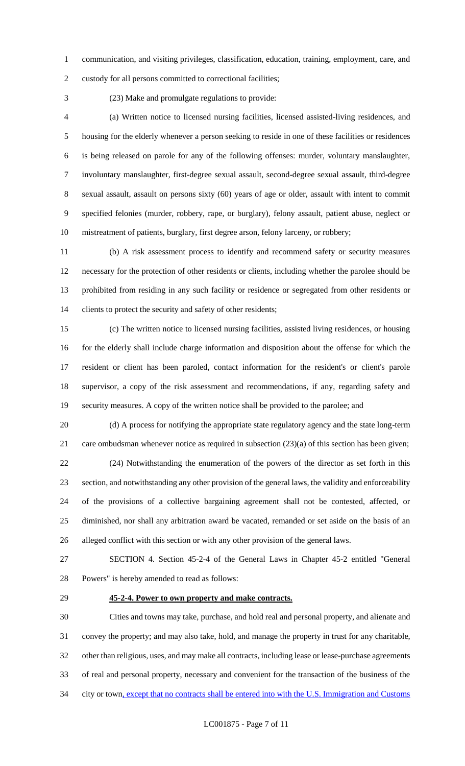communication, and visiting privileges, classification, education, training, employment, care, and custody for all persons committed to correctional facilities;

(23) Make and promulgate regulations to provide:

(a) Written notice to licensed nursing facilities, licensed assisted-living residences, and housing for the elderly whenever a person seeking to reside in one of these facilities or residences is being released on parole for any of the following offenses: murder, voluntary manslaughter, involuntary manslaughter, first-degree sexual assault, second-degree sexual assault, third-degree sexual assault, assault on persons sixty (60) years of age or older, assault with intent to commit specified felonies (murder, robbery, rape, or burglary), felony assault, patient abuse, neglect or mistreatment of patients, burglary, first degree arson, felony larceny, or robbery;

(b) A risk assessment process to identify and recommend safety or security measures necessary for the protection of other residents or clients, including whether the parolee should be prohibited from residing in any such facility or residence or segregated from other residents or clients to protect the security and safety of other residents;

(c) The written notice to licensed nursing facilities, assisted living residences, or housing for the elderly shall include charge information and disposition about the offense for which the resident or client has been paroled, contact information for the resident's or client's parole supervisor, a copy of the risk assessment and recommendations, if any, regarding safety and security measures. A copy of the written notice shall be provided to the parolee; and

(d) A process for notifying the appropriate state regulatory agency and the state long-term care ombudsman whenever notice as required in subsection (23)(a) of this section has been given;

(24) Notwithstanding the enumeration of the powers of the director as set forth in this section, and notwithstanding any other provision of the general laws, the validity and enforceability of the provisions of a collective bargaining agreement shall not be contested, affected, or diminished, nor shall any arbitration award be vacated, remanded or set aside on the basis of an alleged conflict with this section or with any other provision of the general laws.

SECTION 4. Section 45-2-4 of the General Laws in Chapter 45-2 entitled "General Powers" is hereby amended to read as follows:

**45-2-4. Power to own property and make contracts.**

Cities and towns may take, purchase, and hold real and personal property, and alienate and convey the property; and may also take, hold, and manage the property in trust for any charitable, other than religious, uses, and may make all contracts, including lease or lease-purchase agreements of real and personal property, necessary and convenient for the transaction of the business of the city or town, except that no contracts shall be entered into with the U.S. Immigration and Customs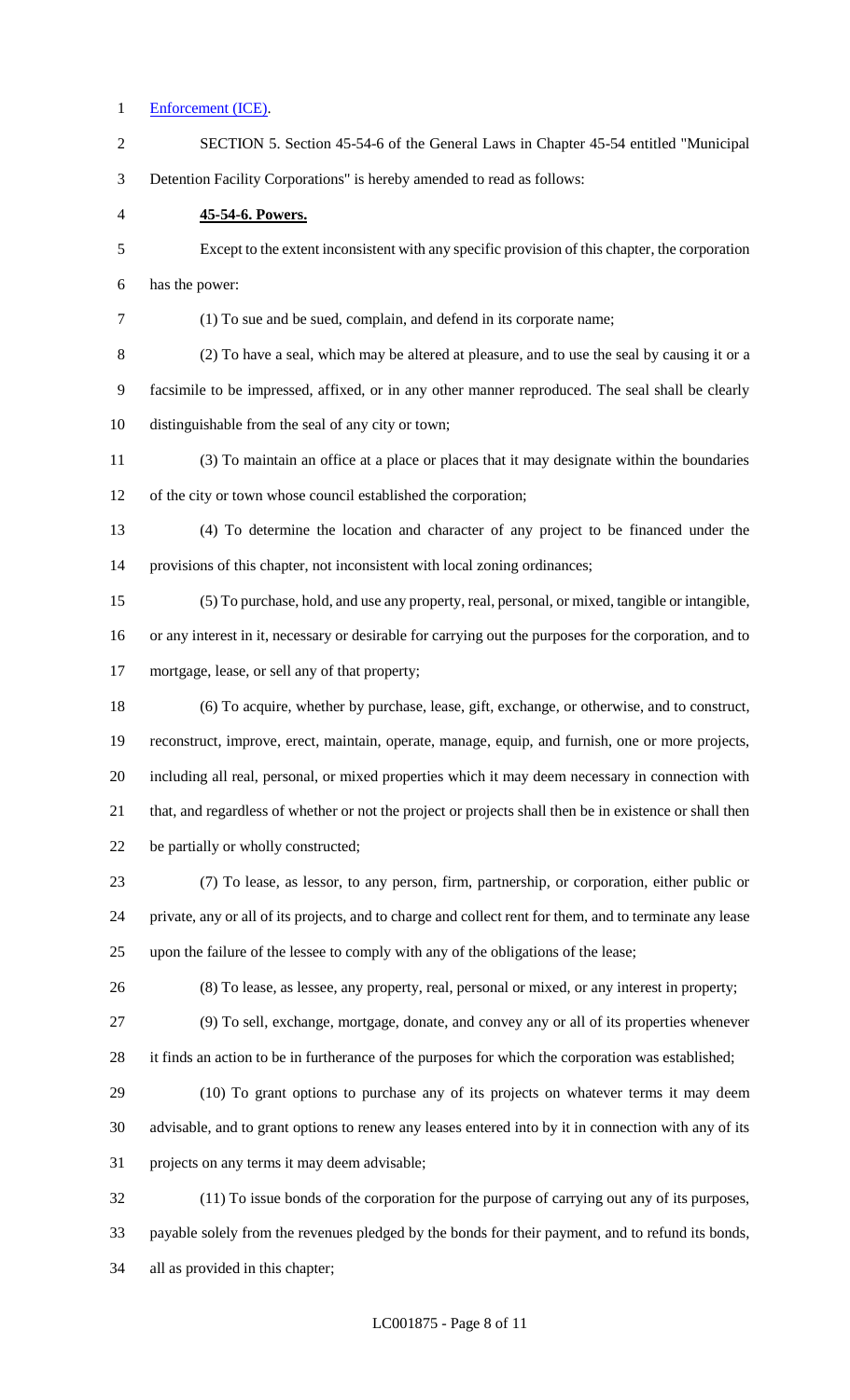Enforcement (ICE).

SECTION 5. Section 45-54-6 of the General Laws in Chapter 45-54 entitled "Municipal Detention Facility Corporations" is hereby amended to read as follows:

**45-54-6. Powers.**

Except to the extent inconsistent with any specific provision of this chapter, the corporation has the power:

(1) To sue and be sued, complain, and defend in its corporate name;

(2) To have a seal, which may be altered at pleasure, and to use the seal by causing it or a facsimile to be impressed, affixed, or in any other manner reproduced. The seal shall be clearly distinguishable from the seal of any city or town;

(3) To maintain an office at a place or places that it may designate within the boundaries of the city or town whose council established the corporation;

(4) To determine the location and character of any project to be financed under the provisions of this chapter, not inconsistent with local zoning ordinances;

(5) To purchase, hold, and use any property, real, personal, or mixed, tangible or intangible, or any interest in it, necessary or desirable for carrying out the purposes for the corporation, and to mortgage, lease, or sell any of that property;

(6) To acquire, whether by purchase, lease, gift, exchange, or otherwise, and to construct, reconstruct, improve, erect, maintain, operate, manage, equip, and furnish, one or more projects, including all real, personal, or mixed properties which it may deem necessary in connection with that, and regardless of whether or not the project or projects shall then be in existence or shall then be partially or wholly constructed;

(7) To lease, as lessor, to any person, firm, partnership, or corporation, either public or private, any or all of its projects, and to charge and collect rent for them, and to terminate any lease upon the failure of the lessee to comply with any of the obligations of the lease;

(8) To lease, as lessee, any property, real, personal or mixed, or any interest in property;

(9) To sell, exchange, mortgage, donate, and convey any or all of its properties whenever it finds an action to be in furtherance of the purposes for which the corporation was established;

(10) To grant options to purchase any of its projects on whatever terms it may deem advisable, and to grant options to renew any leases entered into by it in connection with any of its projects on any terms it may deem advisable;

(11) To issue bonds of the corporation for the purpose of carrying out any of its purposes, payable solely from the revenues pledged by the bonds for their payment, and to refund its bonds, all as provided in this chapter;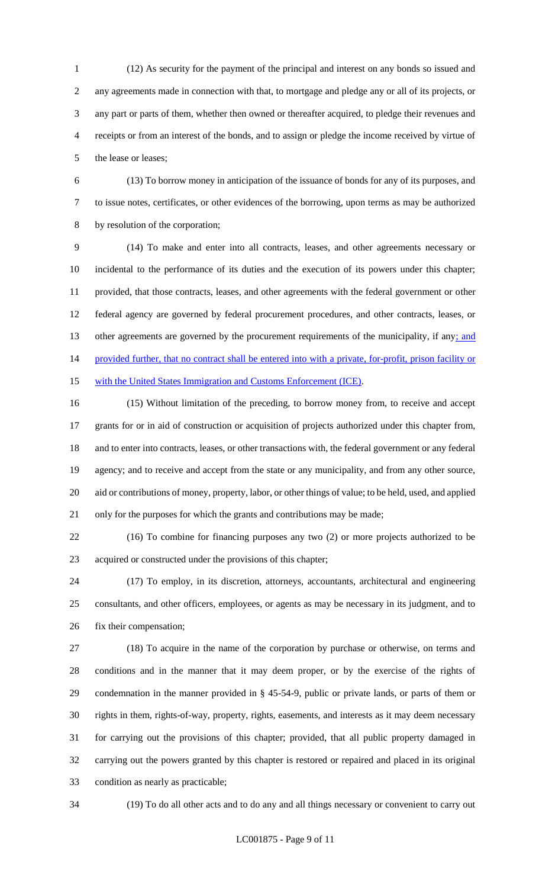(12) As security for the payment of the principal and interest on any bonds so issued and any agreements made in connection with that, to mortgage and pledge any or all of its projects, or any part or parts of them, whether then owned or thereafter acquired, to pledge their revenues and receipts or from an interest of the bonds, and to assign or pledge the income received by virtue of the lease or leases;

(13) To borrow money in anticipation of the issuance of bonds for any of its purposes, and to issue notes, certificates, or other evidences of the borrowing, upon terms as may be authorized by resolution of the corporation;

(14) To make and enter into all contracts, leases, and other agreements necessary or incidental to the performance of its duties and the execution of its powers under this chapter; provided, that those contracts, leases, and other agreements with the federal government or other federal agency are governed by federal procurement procedures, and other contracts, leases, or other agreements are governed by the procurement requirements of the municipality, if any; and provided further, that no contract shall be entered into with a private, for-profit, prison facility or with the United States Immigration and Customs Enforcement (ICE).

(15) Without limitation of the preceding, to borrow money from, to receive and accept grants for or in aid of construction or acquisition of projects authorized under this chapter from, and to enter into contracts, leases, or other transactions with, the federal government or any federal agency; and to receive and accept from the state or any municipality, and from any other source, aid or contributions of money, property, labor, or other things of value; to be held, used, and applied only for the purposes for which the grants and contributions may be made;

(16) To combine for financing purposes any two (2) or more projects authorized to be acquired or constructed under the provisions of this chapter;

(17) To employ, in its discretion, attorneys, accountants, architectural and engineering consultants, and other officers, employees, or agents as may be necessary in its judgment, and to fix their compensation;

(18) To acquire in the name of the corporation by purchase or otherwise, on terms and conditions and in the manner that it may deem proper, or by the exercise of the rights of condemnation in the manner provided in § 45-54-9, public or private lands, or parts of them or rights in them, rights-of-way, property, rights, easements, and interests as it may deem necessary for carrying out the provisions of this chapter; provided, that all public property damaged in carrying out the powers granted by this chapter is restored or repaired and placed in its original condition as nearly as practicable;

(19) To do all other acts and to do any and all things necessary or convenient to carry out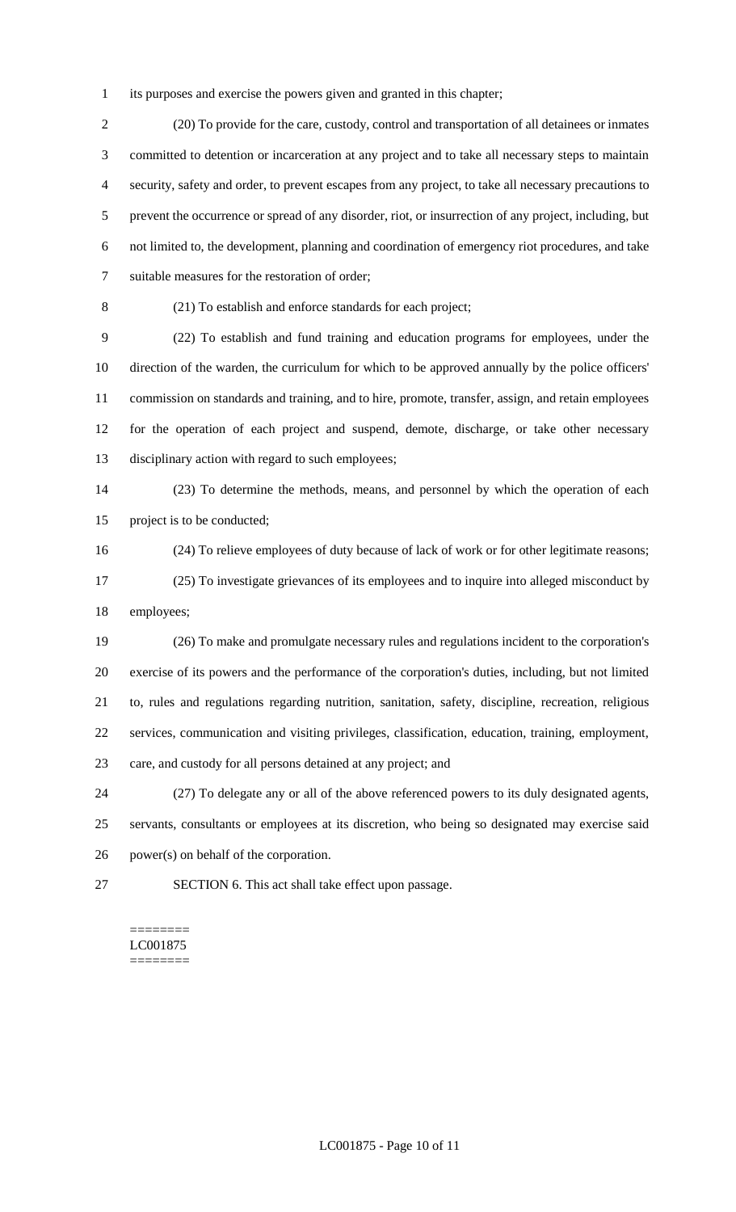its purposes and exercise the powers given and granted in this chapter;

(20) To provide for the care, custody, control and transportation of all detainees or inmates committed to detention or incarceration at any project and to take all necessary steps to maintain security, safety and order, to prevent escapes from any project, to take all necessary precautions to prevent the occurrence or spread of any disorder, riot, or insurrection of any project, including, but not limited to, the development, planning and coordination of emergency riot procedures, and take suitable measures for the restoration of order;

(21) To establish and enforce standards for each project;

(22) To establish and fund training and education programs for employees, under the direction of the warden, the curriculum for which to be approved annually by the police officers' commission on standards and training, and to hire, promote, transfer, assign, and retain employees for the operation of each project and suspend, demote, discharge, or take other necessary disciplinary action with regard to such employees;

(23) To determine the methods, means, and personnel by which the operation of each project is to be conducted;

(24) To relieve employees of duty because of lack of work or for other legitimate reasons;

(25) To investigate grievances of its employees and to inquire into alleged misconduct by employees;

(26) To make and promulgate necessary rules and regulations incident to the corporation's exercise of its powers and the performance of the corporation's duties, including, but not limited to, rules and regulations regarding nutrition, sanitation, safety, discipline, recreation, religious services, communication and visiting privileges, classification, education, training, employment, care, and custody for all persons detained at any project; and

(27) To delegate any or all of the above referenced powers to its duly designated agents, servants, consultants or employees at its discretion, who being so designated may exercise said power(s) on behalf of the corporation.

SECTION 6. This act shall take effect upon passage.

========
LC001875
========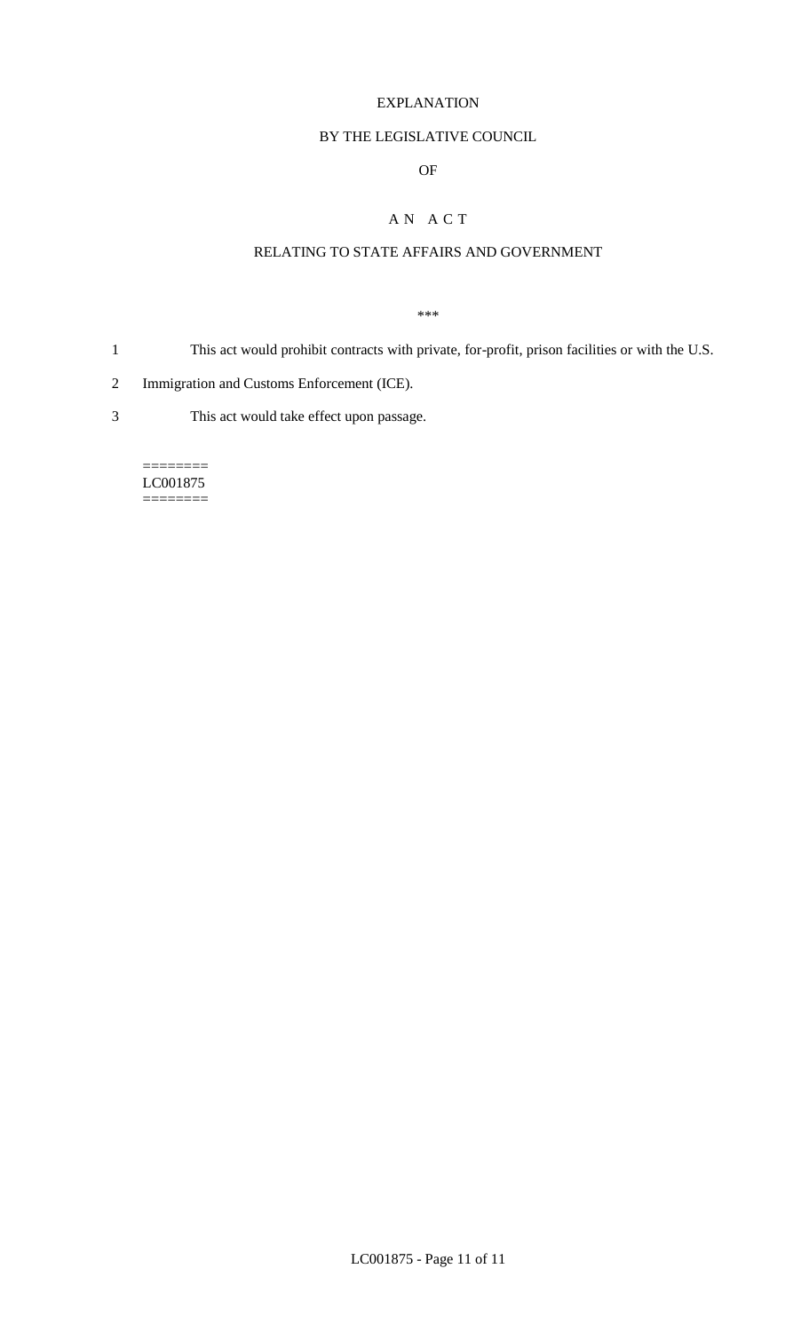EXPLANATION

BY THE LEGISLATIVE COUNCIL

OF

A N A C T

RELATING TO STATE AFFAIRS AND GOVERNMENT

\*\*\*

1 This act would prohibit contracts with private, for-profit, prison facilities or with the U.S.

2 Immigration and Customs Enforcement (ICE).

3 This act would take effect upon passage.

========
LC001875
========